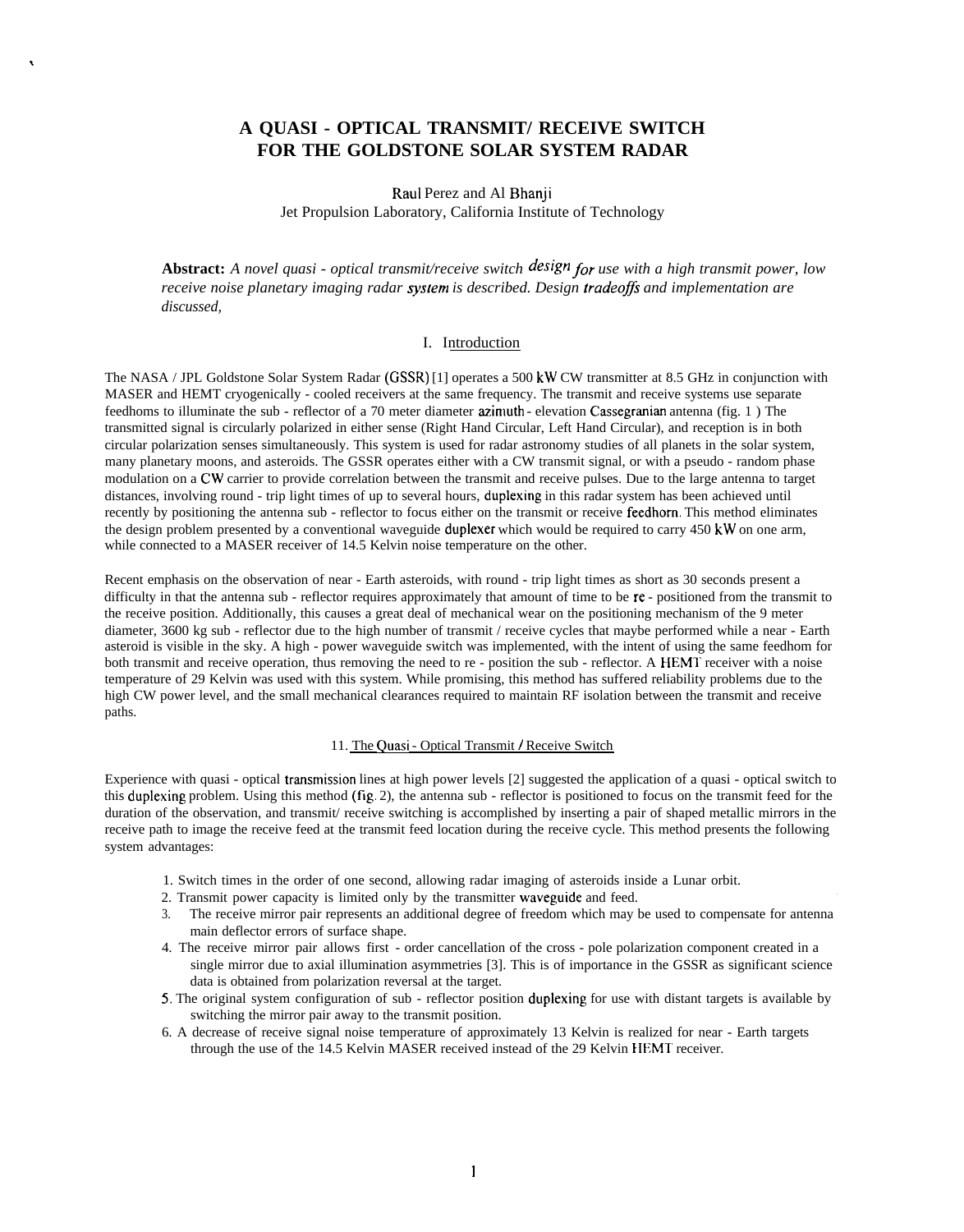# A QUASI - OPTICAL TRANSMIT/ RECEIVE SWITCH FOR THE GOLDSTONE SOLAR SYSTEM RADAR

Raul Perez and Al Bhanji
Jet Propulsion Laboratory, California Institute of Technology

**Abstract:** *A novel quasi - optical transmit/receive switch design for use with a high transmit power, low receive noise planetary imaging radar system is described. Design tradeoffs and implementation are discussed,*

## I. Introduction

The NASA / JPL Goldstone Solar System Radar (GSSR) [1] operates a 500 kW CW transmitter at 8.5 GHz in conjunction with MASER and HEMT cryogenically - cooled receivers at the same frequency. The transmit and receive systems use separate feedhoms to illuminate the sub - reflector of a 70 meter diameter azimuth - elevation Cassegranian antenna (fig. 1 ) The transmitted signal is circularly polarized in either sense (Right Hand Circular, Left Hand Circular), and reception is in both circular polarization senses simultaneously. This system is used for radar astronomy studies of all planets in the solar system, many planetary moons, and asteroids. The GSSR operates either with a CW transmit signal, or with a pseudo - random phase modulation on a CW carrier to provide correlation between the transmit and receive pulses. Due to the large antenna to target distances, involving round - trip light times of up to several hours, duplexing in this radar system has been achieved until recently by positioning the antenna sub - reflector to focus either on the transmit or receive feedhorn. This method eliminates the design problem presented by a conventional waveguide duplexer which would be required to carry 450 kW on one arm, while connected to a MASER receiver of 14.5 Kelvin noise temperature on the other.

Recent emphasis on the observation of near - Earth asteroids, with round - trip light times as short as 30 seconds present a difficulty in that the antenna sub - reflector requires approximately that amount of time to be re - positioned from the transmit to the receive position. Additionally, this causes a great deal of mechanical wear on the positioning mechanism of the 9 meter diameter, 3600 kg sub - reflector due to the high number of transmit / receive cycles that maybe performed while a near - Earth asteroid is visible in the sky. A high - power waveguide switch was implemented, with the intent of using the same feedhom for both transmit and receive operation, thus removing the need to re - position the sub - reflector. A HEMT receiver with a noise temperature of 29 Kelvin was used with this system. While promising, this method has suffered reliability problems due to the high CW power level, and the small mechanical clearances required to maintain RF isolation between the transmit and receive paths.

## II. The Quasi - Optical Transmit / Receive Switch

Experience with quasi - optical transmission lines at high power levels [2] suggested the application of a quasi - optical switch to this duplexing problem. Using this method (fig. 2), the antenna sub - reflector is positioned to focus on the transmit feed for the duration of the observation, and transmit/ receive switching is accomplished by inserting a pair of shaped metallic mirrors in the receive path to image the receive feed at the transmit feed location during the receive cycle. This method presents the following system advantages:

1. Switch times in the order of one second, allowing radar imaging of asteroids inside a Lunar orbit.
2. Transmit power capacity is limited only by the transmitter waveguide and feed.
3. The receive mirror pair represents an additional degree of freedom which may be used to compensate for antenna main deflector errors of surface shape.
4. The receive mirror pair allows first - order cancellation of the cross - pole polarization component created in a single mirror due to axial illumination asymmetries [3]. This is of importance in the GSSR as significant science data is obtained from polarization reversal at the target.
5. The original system configuration of sub - reflector position duplexing for use with distant targets is available by switching the mirror pair away to the transmit position.
6. A decrease of receive signal noise temperature of approximately 13 Kelvin is realized for near - Earth targets through the use of the 14.5 Kelvin MASER received instead of the 29 Kelvin HEMT receiver.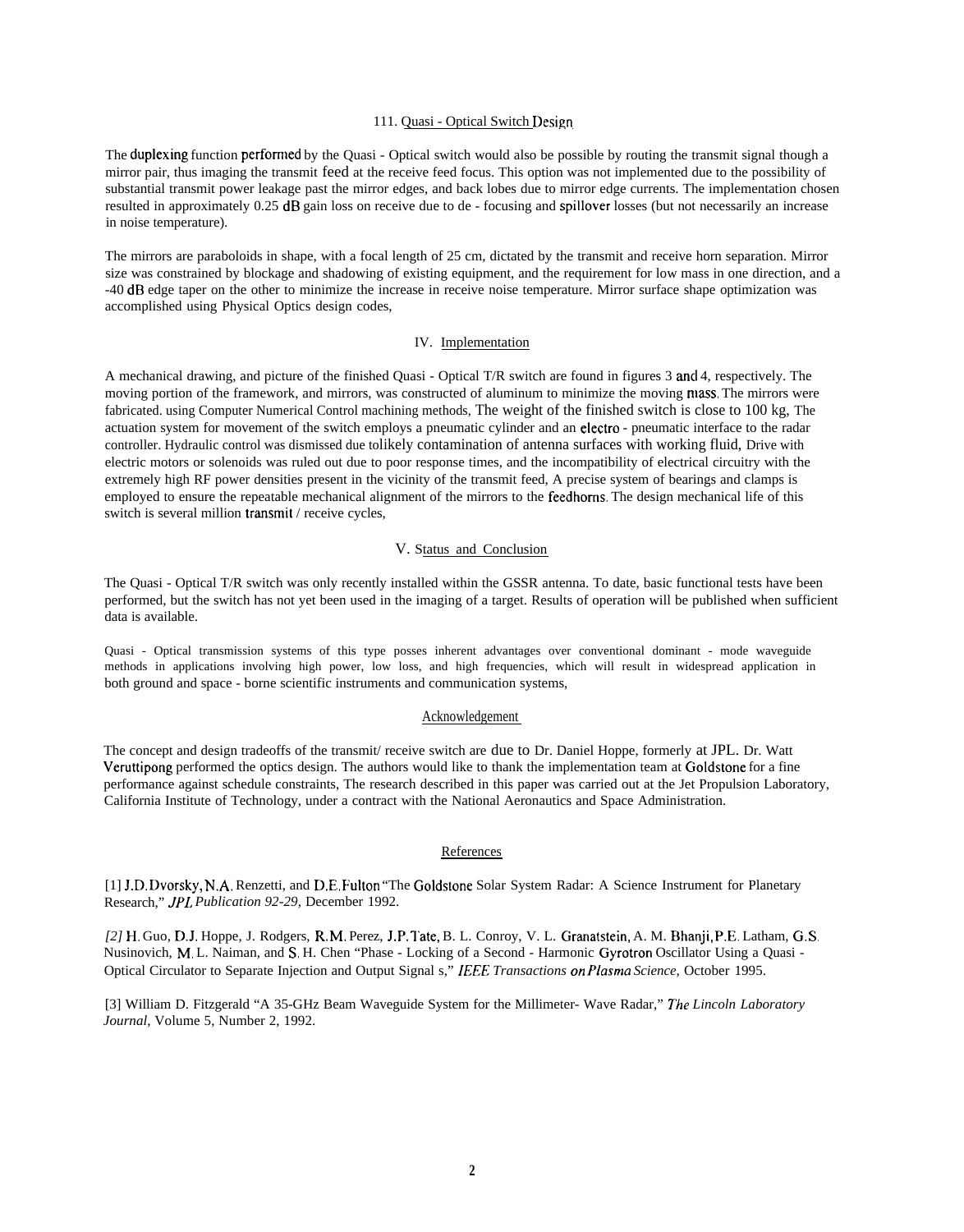## 111. Quasi - Optical Switch Design

The duplexing function performed by the Quasi - Optical switch would also be possible by routing the transmit signal though a mirror pair, thus imaging the transmit feed at the receive feed focus. This option was not implemented due to the possibility of substantial transmit power leakage past the mirror edges, and back lobes due to mirror edge currents. The implementation chosen resulted in approximately 0.25 dB gain loss on receive due to de - focusing and spillover losses (but not necessarily an increase in noise temperature).

The mirrors are paraboloids in shape, with a focal length of 25 cm, dictated by the transmit and receive horn separation. Mirror size was constrained by blockage and shadowing of existing equipment, and the requirement for low mass in one direction, and a -40 dB edge taper on the other to minimize the increase in receive noise temperature. Mirror surface shape optimization was accomplished using Physical Optics design codes,

## IV. Implementation

A mechanical drawing, and picture of the finished Quasi - Optical T/R switch are found in figures 3 and 4, respectively. The moving portion of the framework, and mirrors, was constructed of aluminum to minimize the moving mass. The mirrors were fabricated. using Computer Numerical Control machining methods, The weight of the finished switch is close to 100 kg, The actuation system for movement of the switch employs a pneumatic cylinder and an electro - pneumatic interface to the radar controller. Hydraulic control was dismissed due tolikely contamination of antenna surfaces with working fluid, Drive with electric motors or solenoids was ruled out due to poor response times, and the incompatibility of electrical circuitry with the extremely high RF power densities present in the vicinity of the transmit feed, A precise system of bearings and clamps is employed to ensure the repeatable mechanical alignment of the mirrors to the feedhorns. The design mechanical life of this switch is several million transmit / receive cycles,

## V. Status and Conclusion

The Quasi - Optical T/R switch was only recently installed within the GSSR antenna. To date, basic functional tests have been performed, but the switch has not yet been used in the imaging of a target. Results of operation will be published when sufficient data is available.

Quasi - Optical transmission systems of this type posses inherent advantages over conventional dominant - mode waveguide methods in applications involving high power, low loss, and high frequencies, which will result in widespread application in both ground and space - borne scientific instruments and communication systems,

## Acknowledgement

The concept and design tradeoffs of the transmit/ receive switch are due to Dr. Daniel Hoppe, formerly at JPL. Dr. Watt Veruttipong performed the optics design. The authors would like to thank the implementation team at Goldstone for a fine performance against schedule constraints, The research described in this paper was carried out at the Jet Propulsion Laboratory, California Institute of Technology, under a contract with the National Aeronautics and Space Administration.

## References

[1] J.D. Dvorsky, N.A. Renzetti, and D.E. Fulton "The Goldstone Solar System Radar: A Science Instrument for Planetary Research," *JPL Publication 92-29*, December 1992.

[2] H. Guo, D.J. Hoppe, J. Rodgers, R.M. Perez, J.P. Tate, B. L. Conroy, V. L. Granatstein, A. M. Bhanji, P.E. Latham, G.S. Nusinovich, M. L. Naiman, and S. H. Chen "Phase - Locking of a Second - Harmonic Gyrotron Oscillator Using a Quasi - Optical Circulator to Separate Injection and Output Signal s," *IEEE Transactions on Plasma Science*, October 1995.

[3] William D. Fitzgerald "A 35-GHz Beam Waveguide System for the Millimeter- Wave Radar," *The Lincoln Laboratory Journal*, Volume 5, Number 2, 1992.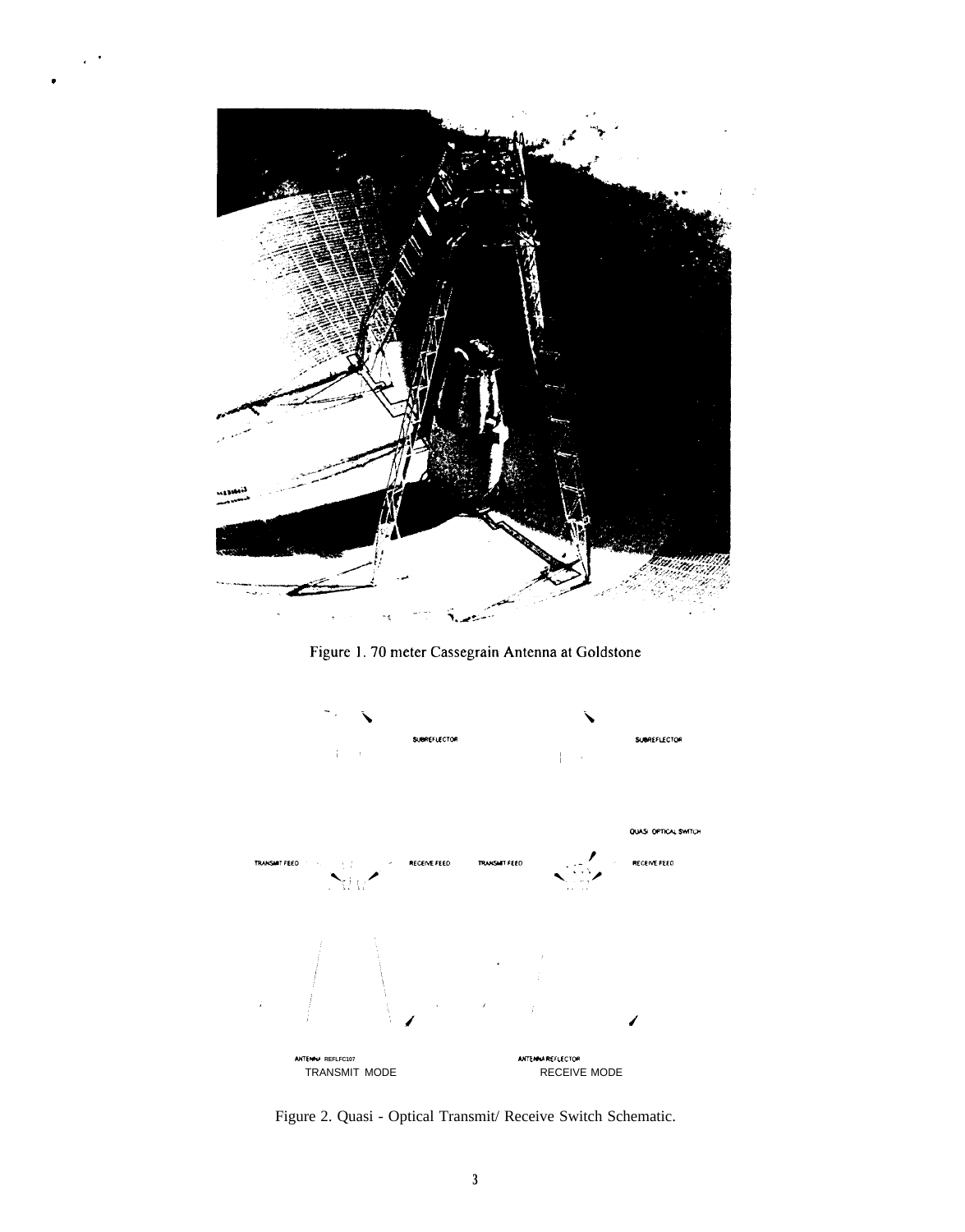Figure 1. 70 meter Cassegrain Antenna at Goldstone

SUBREFLECTOR

SUBREFLECTOR

QUASI OPTICAL SWITCH

TRANSMIT FEED

RECEIVE FEED

TRANSMIT FEED

RECEIVE FEED

ANTENNA REFLECTOR
TRANSMIT MODE

ANTENNA REFLECTOR
RECEIVE MODE

Figure 2. Quasi - Optical Transmit/ Receive Switch Schematic.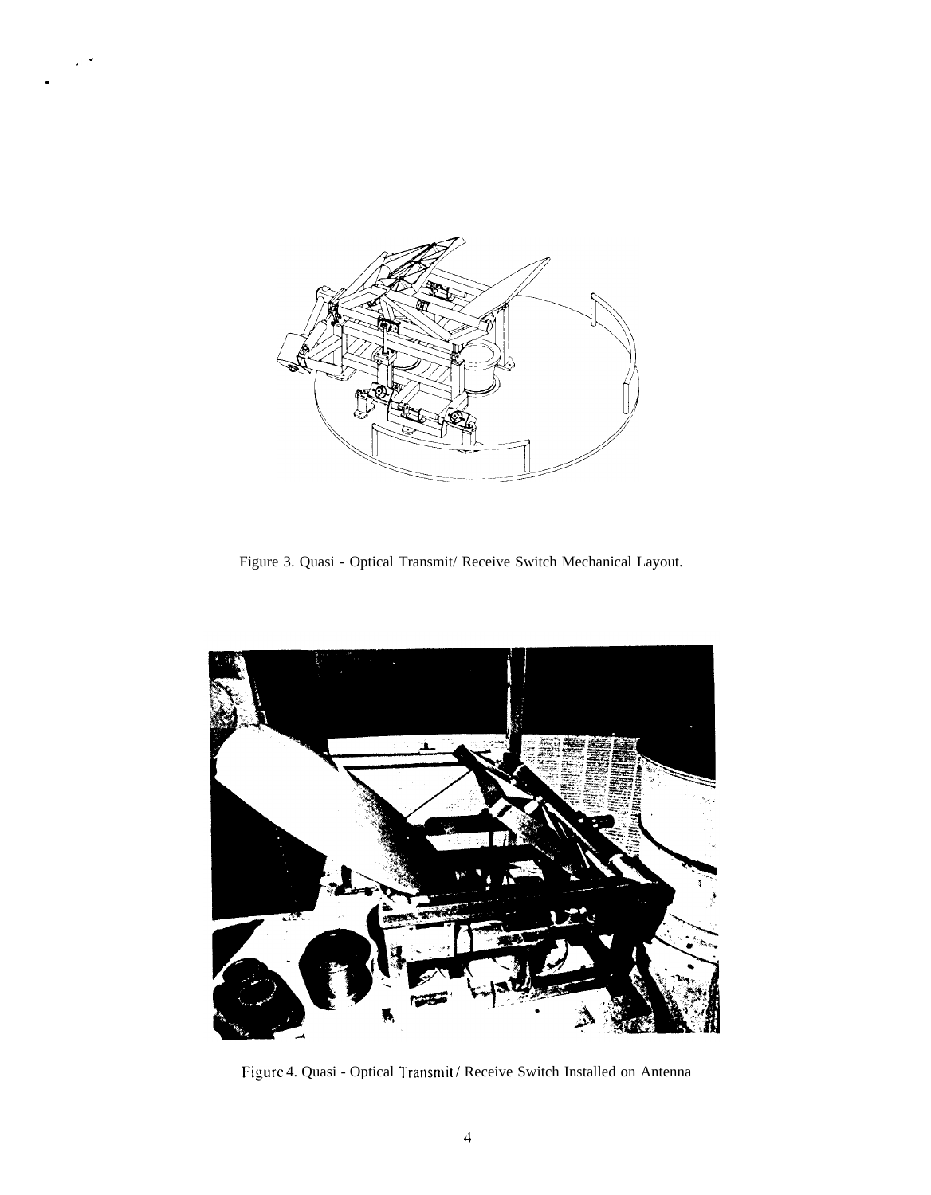Figure 3. Quasi - Optical Transmit/ Receive Switch Mechanical Layout.

Figure 4. Quasi - Optical Transmit / Receive Switch Installed on Antenna